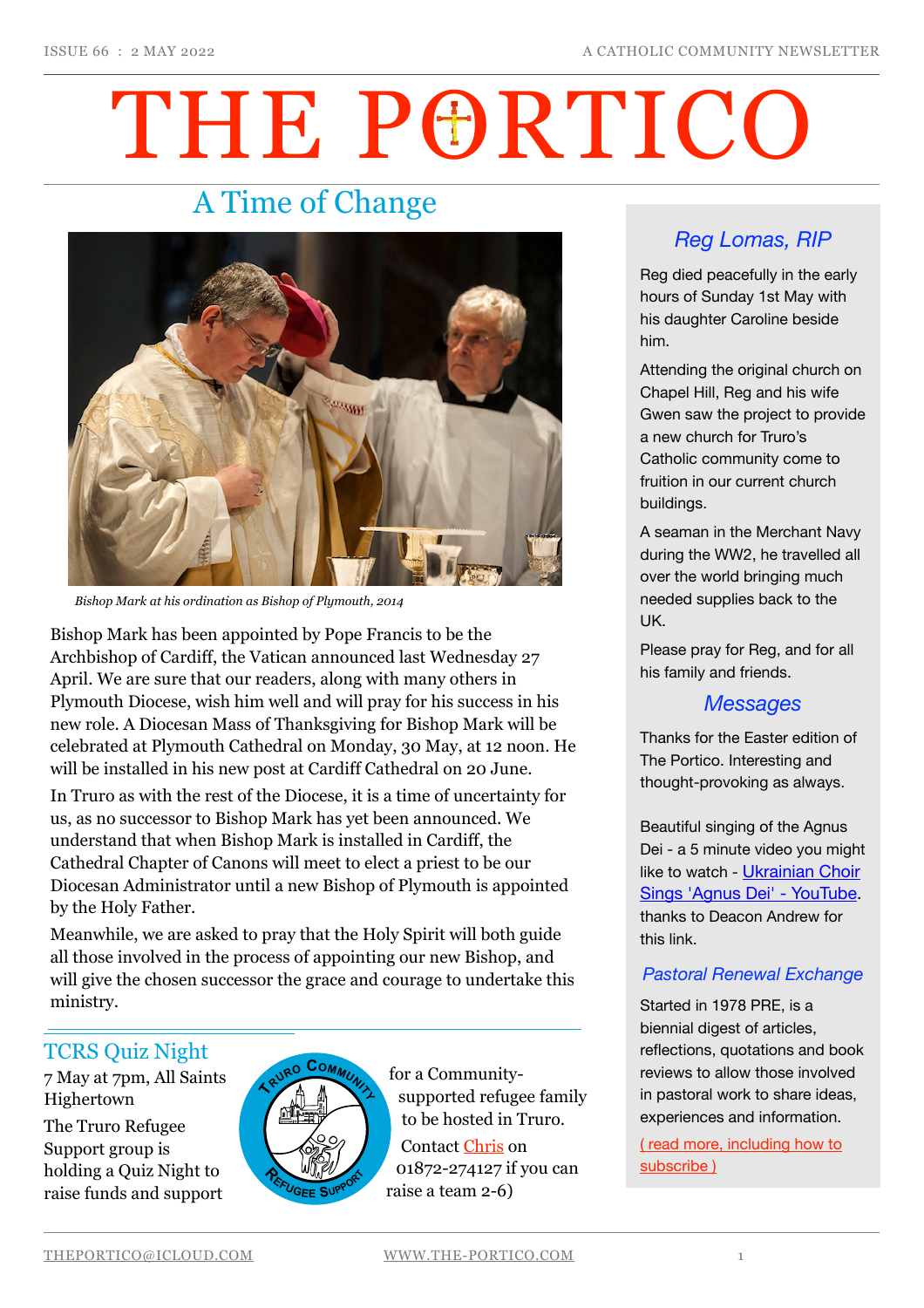# THE PORTICO

## A Time of Change

*Bishop Mark at his ordination as Bishop of Plymouth, 2014*

Bishop Mark has been appointed by Pope Francis to be the Archbishop of Cardiff, the Vatican announced last Wednesday 27 April. We are sure that our readers, along with many others in Plymouth Diocese, wish him well and will pray for his success in his new role. A Diocesan Mass of Thanksgiving for Bishop Mark will be celebrated at Plymouth Cathedral on Monday, 30 May, at 12 noon. He will be installed in his new post at Cardiff Cathedral on 20 June.

In Truro as with the rest of the Diocese, it is a time of uncertainty for us, as no successor to Bishop Mark has yet been announced. We understand that when Bishop Mark is installed in Cardiff, the Cathedral Chapter of Canons will meet to elect a priest to be our Diocesan Administrator until a new Bishop of Plymouth is appointed by the Holy Father.

Meanwhile, we are asked to pray that the Holy Spirit will both guide all those involved in the process of appointing our new Bishop, and will give the chosen successor the grace and courage to undertake this ministry.

## TCRS Quiz Night

7 May at 7pm, All Saints Highertown

The Truro Refugee Support group is holding a Quiz Night to raise funds and support for a Community-supported refugee family to be hosted in Truro.

Contact Chris on 01872-274127 if you can raise a team 2-6)

## *Reg Lomas, RIP*

Reg died peacefully in the early hours of Sunday 1st May with his daughter Caroline beside him.

Attending the original church on Chapel Hill, Reg and his wife Gwen saw the project to provide a new church for Truro's Catholic community come to fruition in our current church buildings.

A seaman in the Merchant Navy during the WW2, he travelled all over the world bringing much needed supplies back to the UK.

Please pray for Reg, and for all his family and friends.

## *Messages*

Thanks for the Easter edition of The Portico. Interesting and thought-provoking as always.

Beautiful singing of the Agnus Dei - a 5 minute video you might like to watch - Ukrainian Choir Sings 'Agnus Dei' - YouTube. thanks to Deacon Andrew for this link.

### *Pastoral Renewal Exchange*

Started in 1978 PRE, is a biennial digest of articles, reflections, quotations and book reviews to allow those involved in pastoral work to share ideas, experiences and information.

( read more, including how to subscribe )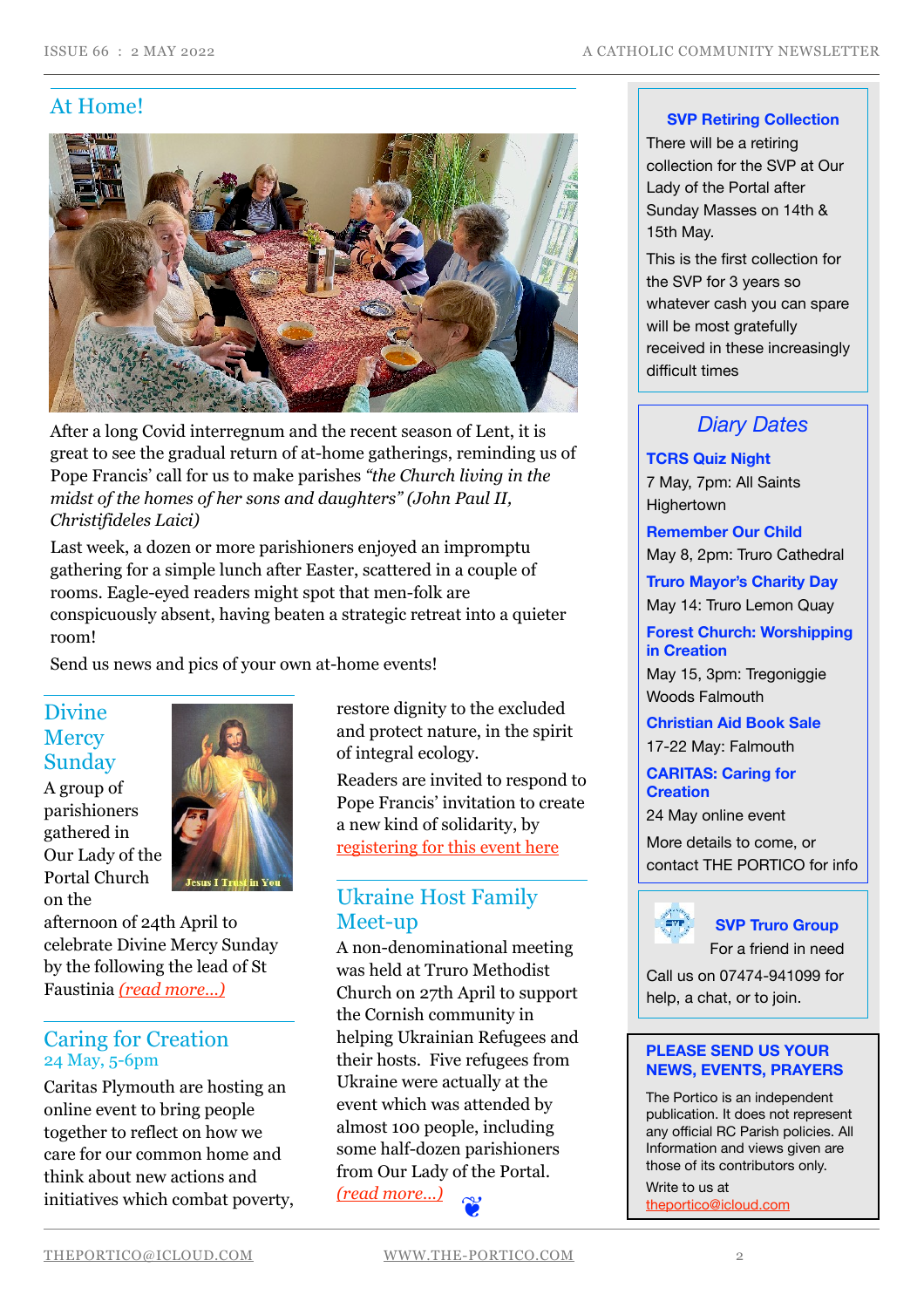## At Home!

After a long Covid interregnum and the recent season of Lent, it is great to see the gradual return of at-home gatherings, reminding us of Pope Francis' call for us to make parishes *"the Church living in the midst of the homes of her sons and daughters" (John Paul II, Christifideles Laici)*

Last week, a dozen or more parishioners enjoyed an impromptu gathering for a simple lunch after Easter, scattered in a couple of rooms. Eagle-eyed readers might spot that men-folk are conspicuously absent, having beaten a strategic retreat into a quieter room!

Send us news and pics of your own at-home events!

## Divine Mercy Sunday

A group of parishioners gathered in Our Lady of the Portal Church on the afternoon of 24th April to celebrate Divine Mercy Sunday by the following the lead of St Faustinia *(read more...)*

Jesus I Trust in You

## Caring for Creation

24 May, 5-6pm

Caritas Plymouth are hosting an online event to bring people together to reflect on how we care for our common home and think about new actions and initiatives which combat poverty, restore dignity to the excluded and protect nature, in the spirit of integral ecology.

Readers are invited to respond to Pope Francis' invitation to create a new kind of solidarity, by registering for this event here

## Ukraine Host Family Meet-up

A non-denominational meeting was held at Truro Methodist Church on 27th April to support the Cornish community in helping Ukrainian Refugees and their hosts. Five refugees from Ukraine were actually at the event which was attended by almost 100 people, including some half-dozen parishioners from Our Lady of the Portal. *(read more...)*

### SVP Retiring Collection

There will be a retiring collection for the SVP at Our Lady of the Portal after Sunday Masses on 14th & 15th May.

This is the first collection for the SVP for 3 years so whatever cash you can spare will be most gratefully received in these increasingly difficult times

### *Diary Dates*

**TCRS Quiz Night**
7 May, 7pm: All Saints Highertown

**Remember Our Child**
May 8, 2pm: Truro Cathedral

**Truro Mayor's Charity Day**
May 14: Truro Lemon Quay

**Forest Church: Worshipping in Creation**
May 15, 3pm: Tregoniggie Woods Falmouth

**Christian Aid Book Sale**
17-22 May: Falmouth

**CARITAS: Caring for Creation**
24 May online event

More details to come, or contact THE PORTICO for info

### SVP Truro Group

For a friend in need

Call us on 07474-941099 for help, a chat, or to join.

**PLEASE SEND US YOUR NEWS, EVENTS, PRAYERS**

The Portico is an independent publication. It does not represent any official RC Parish policies. All Information and views given are those of its contributors only.

Write to us at theportico@icloud.com